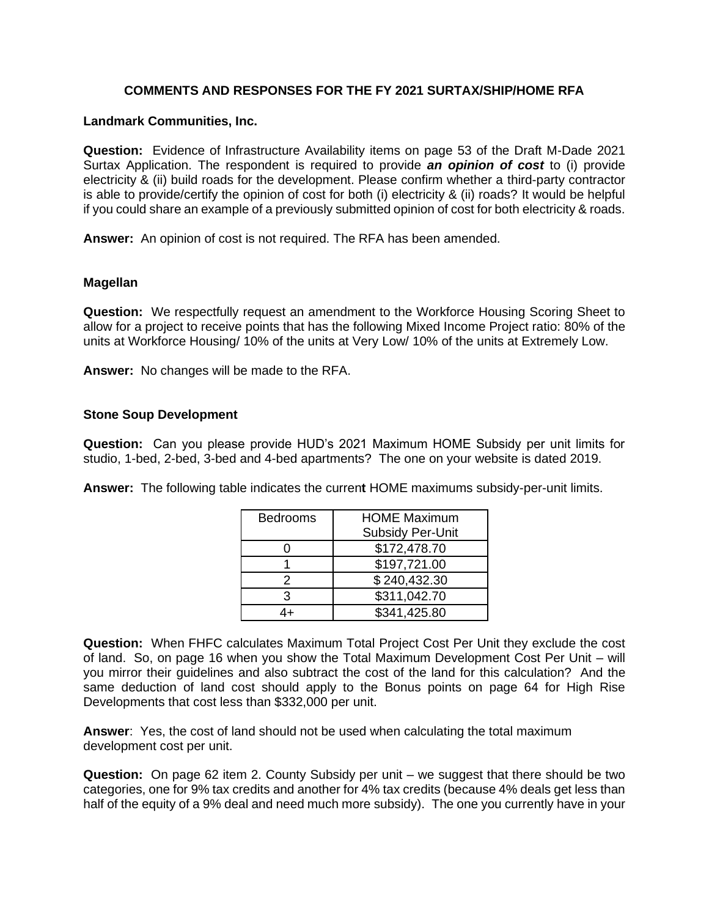# COMMENTS AND RESPONSES FOR THE FY 2021 SURTAX/SHIP/HOME RFA

**Landmark Communities, Inc.**

**Question:** Evidence of Infrastructure Availability items on page 53 of the Draft M-Dade 2021 Surtax Application. The respondent is required to provide ***an opinion of cost*** to (i) provide electricity & (ii) build roads for the development. Please confirm whether a third-party contractor is able to provide/certify the opinion of cost for both (i) electricity & (ii) roads? It would be helpful if you could share an example of a previously submitted opinion of cost for both electricity & roads.

**Answer:** An opinion of cost is not required. The RFA has been amended.

**Magellan**

**Question:** We respectfully request an amendment to the Workforce Housing Scoring Sheet to allow for a project to receive points that has the following Mixed Income Project ratio: 80% of the units at Workforce Housing/ 10% of the units at Very Low/ 10% of the units at Extremely Low.

**Answer:** No changes will be made to the RFA.

**Stone Soup Development**

**Question:** Can you please provide HUD's 2021 Maximum HOME Subsidy per unit limits for studio, 1-bed, 2-bed, 3-bed and 4-bed apartments? The one on your website is dated 2019.

**Answer:** The following table indicates the current HOME maximums subsidy-per-unit limits.

| Bedrooms | HOME Maximum Subsidy Per-Unit |
|---|---|
| 0 | $172,478.70 |
| 1 | $197,721.00 |
| 2 | $ 240,432.30 |
| 3 | $311,042.70 |
| 4+ | $341,425.80 |

**Question:** When FHFC calculates Maximum Total Project Cost Per Unit they exclude the cost of land. So, on page 16 when you show the Total Maximum Development Cost Per Unit – will you mirror their guidelines and also subtract the cost of the land for this calculation? And the same deduction of land cost should apply to the Bonus points on page 64 for High Rise Developments that cost less than $332,000 per unit.

**Answer**: Yes, the cost of land should not be used when calculating the total maximum development cost per unit.

**Question:** On page 62 item 2. County Subsidy per unit – we suggest that there should be two categories, one for 9% tax credits and another for 4% tax credits (because 4% deals get less than half of the equity of a 9% deal and need much more subsidy). The one you currently have in your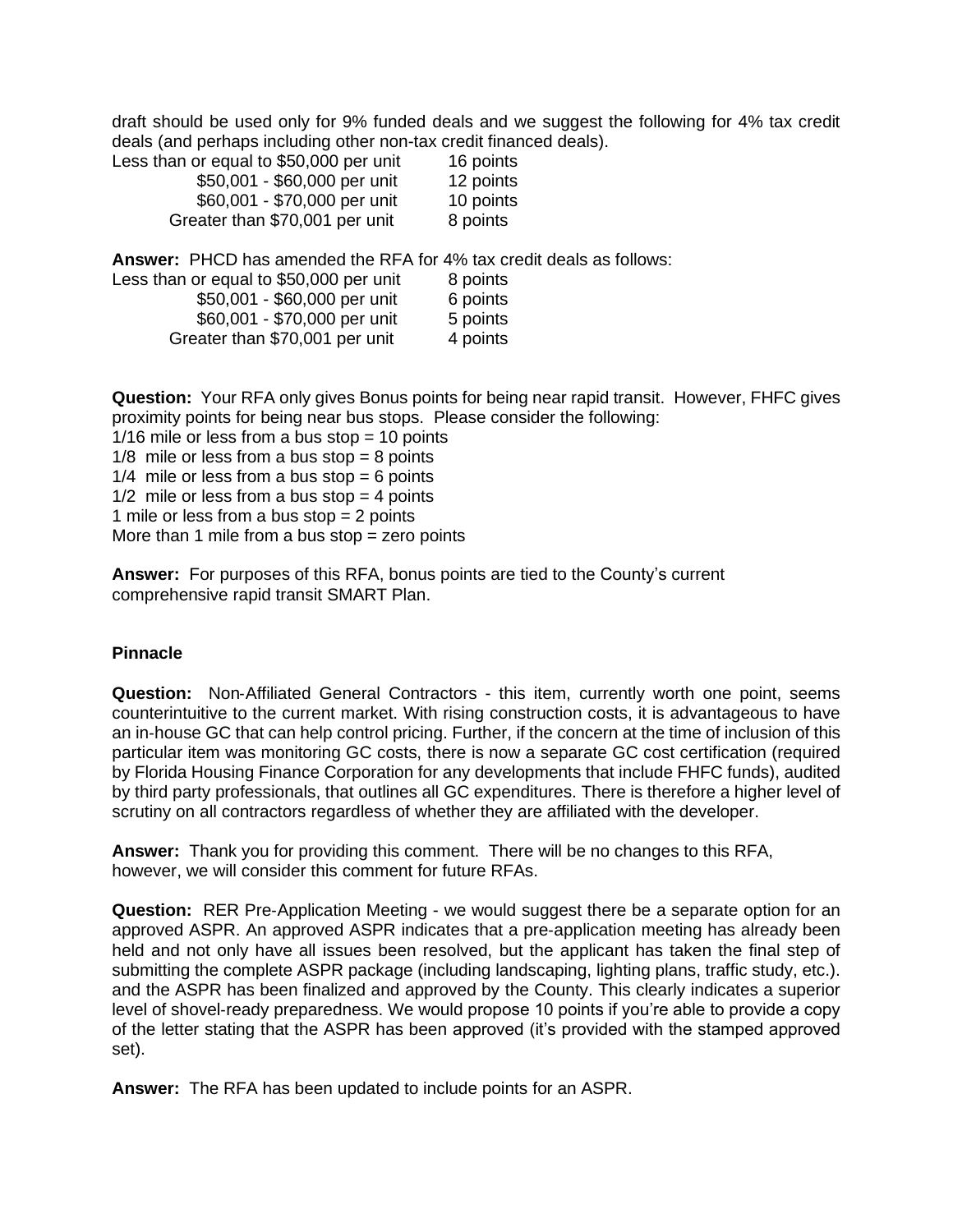draft should be used only for 9% funded deals and we suggest the following for 4% tax credit deals (and perhaps including other non-tax credit financed deals).

| | |
|---|---|
| Less than or equal to $50,000 per unit | 16 points |
| $50,001 - $60,000 per unit | 12 points |
| $60,001 - $70,000 per unit | 10 points |
| Greater than $70,001 per unit | 8 points |

**Answer:** PHCD has amended the RFA for 4% tax credit deals as follows:

| | |
|---|---|
| Less than or equal to $50,000 per unit | 8 points |
| $50,001 - $60,000 per unit | 6 points |
| $60,001 - $70,000 per unit | 5 points |
| Greater than $70,001 per unit | 4 points |

**Question:** Your RFA only gives Bonus points for being near rapid transit. However, FHFC gives proximity points for being near bus stops. Please consider the following:

1/16 mile or less from a bus stop = 10 points
1/8 mile or less from a bus stop = 8 points
1/4 mile or less from a bus stop = 6 points
1/2 mile or less from a bus stop = 4 points
1 mile or less from a bus stop = 2 points
More than 1 mile from a bus stop = zero points

**Answer:** For purposes of this RFA, bonus points are tied to the County's current comprehensive rapid transit SMART Plan.

**Pinnacle**

**Question:** Non-Affiliated General Contractors - this item, currently worth one point, seems counterintuitive to the current market. With rising construction costs, it is advantageous to have an in-house GC that can help control pricing. Further, if the concern at the time of inclusion of this particular item was monitoring GC costs, there is now a separate GC cost certification (required by Florida Housing Finance Corporation for any developments that include FHFC funds), audited by third party professionals, that outlines all GC expenditures. There is therefore a higher level of scrutiny on all contractors regardless of whether they are affiliated with the developer.

**Answer:** Thank you for providing this comment. There will be no changes to this RFA, however, we will consider this comment for future RFAs.

**Question:** RER Pre-Application Meeting - we would suggest there be a separate option for an approved ASPR. An approved ASPR indicates that a pre-application meeting has already been held and not only have all issues been resolved, but the applicant has taken the final step of submitting the complete ASPR package (including landscaping, lighting plans, traffic study, etc.). and the ASPR has been finalized and approved by the County. This clearly indicates a superior level of shovel-ready preparedness. We would propose 10 points if you're able to provide a copy of the letter stating that the ASPR has been approved (it's provided with the stamped approved set).

**Answer:** The RFA has been updated to include points for an ASPR.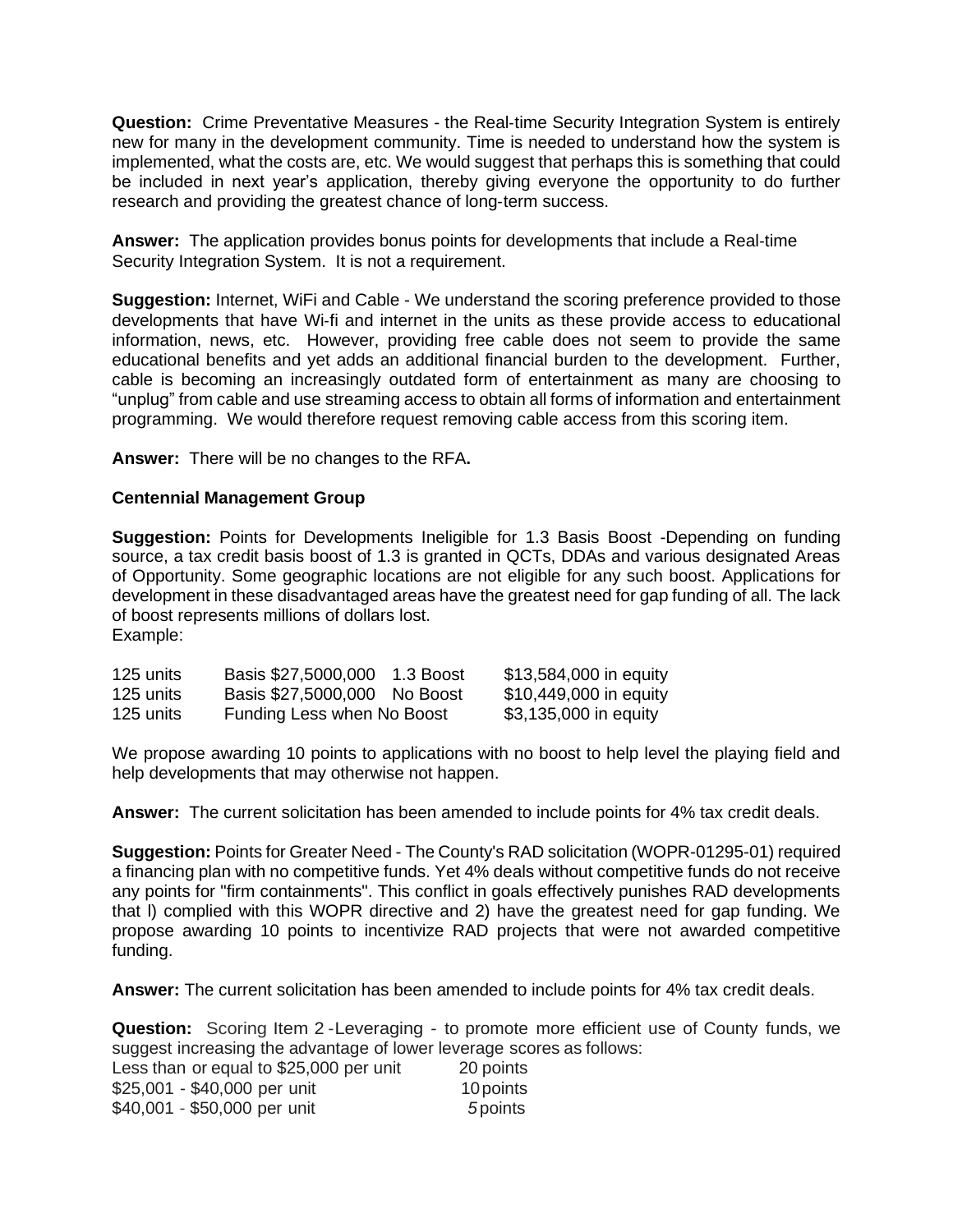**Question:** Crime Preventative Measures - the Real-time Security Integration System is entirely new for many in the development community. Time is needed to understand how the system is implemented, what the costs are, etc. We would suggest that perhaps this is something that could be included in next year's application, thereby giving everyone the opportunity to do further research and providing the greatest chance of long-term success.

**Answer:** The application provides bonus points for developments that include a Real-time Security Integration System. It is not a requirement.

**Suggestion:** Internet, WiFi and Cable - We understand the scoring preference provided to those developments that have Wi-fi and internet in the units as these provide access to educational information, news, etc. However, providing free cable does not seem to provide the same educational benefits and yet adds an additional financial burden to the development. Further, cable is becoming an increasingly outdated form of entertainment as many are choosing to "unplug" from cable and use streaming access to obtain all forms of information and entertainment programming. We would therefore request removing cable access from this scoring item.

**Answer:** There will be no changes to the RFA**.**

**Centennial Management Group**

**Suggestion:** Points for Developments Ineligible for 1.3 Basis Boost -Depending on funding source, a tax credit basis boost of 1.3 is granted in QCTs, DDAs and various designated Areas of Opportunity. Some geographic locations are not eligible for any such boost. Applications for development in these disadvantaged areas have the greatest need for gap funding of all. The lack of boost represents millions of dollars lost.
Example:

| | | | |
|---|---|---|---|
| 125 units | Basis $27,5000,000 | 1.3 Boost | $13,584,000 in equity |
| 125 units | Basis $27,5000,000 | No Boost | $10,449,000 in equity |
| 125 units | Funding Less when No Boost | | $3,135,000 in equity |

We propose awarding 10 points to applications with no boost to help level the playing field and help developments that may otherwise not happen.

**Answer:** The current solicitation has been amended to include points for 4% tax credit deals.

**Suggestion:** Points for Greater Need - The County's RAD solicitation (WOPR-01295-01) required a financing plan with no competitive funds. Yet 4% deals without competitive funds do not receive any points for "firm containments". This conflict in goals effectively punishes RAD developments that l) complied with this WOPR directive and 2) have the greatest need for gap funding. We propose awarding 10 points to incentivize RAD projects that were not awarded competitive funding.

**Answer:** The current solicitation has been amended to include points for 4% tax credit deals.

**Question:** Scoring Item 2 -Leveraging - to promote more efficient use of County funds, we suggest increasing the advantage of lower leverage scores as follows:

| | |
|---|---|
| Less than or equal to $25,000 per unit | 20 points |
| $25,001 - $40,000 per unit | 10 points |
| $40,001 - $50,000 per unit | 5 points |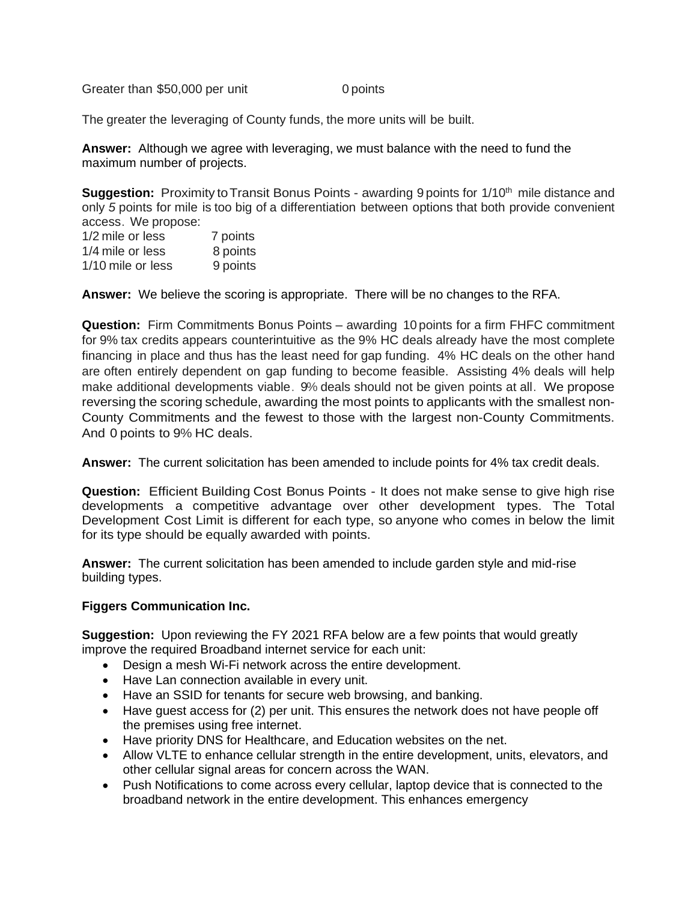Greater than $50,000 per unit 0 points

The greater the leveraging of County funds, the more units will be built.

**Answer:** Although we agree with leveraging, we must balance with the need to fund the maximum number of projects.

**Suggestion:** Proximity to Transit Bonus Points - awarding 9 points for 1/10th mile distance and only *5* points for mile is too big of a differentiation between options that both provide convenient access. We propose:

1/2 mile or less 7 points
1/4 mile or less 8 points
1/10 mile or less 9 points

**Answer:** We believe the scoring is appropriate. There will be no changes to the RFA.

**Question:** Firm Commitments Bonus Points – awarding 10 points for a firm FHFC commitment for 9% tax credits appears counterintuitive as the 9% HC deals already have the most complete financing in place and thus has the least need for gap funding. 4% HC deals on the other hand are often entirely dependent on gap funding to become feasible. Assisting 4% deals will help make additional developments viable. 9% deals should not be given points at all. We propose reversing the scoring schedule, awarding the most points to applicants with the smallest non-County Commitments and the fewest to those with the largest non-County Commitments. And 0 points to 9% HC deals.

**Answer:** The current solicitation has been amended to include points for 4% tax credit deals.

**Question:** Efficient Building Cost Bonus Points - It does not make sense to give high rise developments a competitive advantage over other development types. The Total Development Cost Limit is different for each type, so anyone who comes in below the limit for its type should be equally awarded with points.

**Answer:** The current solicitation has been amended to include garden style and mid-rise building types.

**Figgers Communication Inc.**

**Suggestion:** Upon reviewing the FY 2021 RFA below are a few points that would greatly improve the required Broadband internet service for each unit:

- Design a mesh Wi-Fi network across the entire development.
- Have Lan connection available in every unit.
- Have an SSID for tenants for secure web browsing, and banking.
- Have guest access for (2) per unit. This ensures the network does not have people off the premises using free internet.
- Have priority DNS for Healthcare, and Education websites on the net.
- Allow VLTE to enhance cellular strength in the entire development, units, elevators, and other cellular signal areas for concern across the WAN.
- Push Notifications to come across every cellular, laptop device that is connected to the broadband network in the entire development. This enhances emergency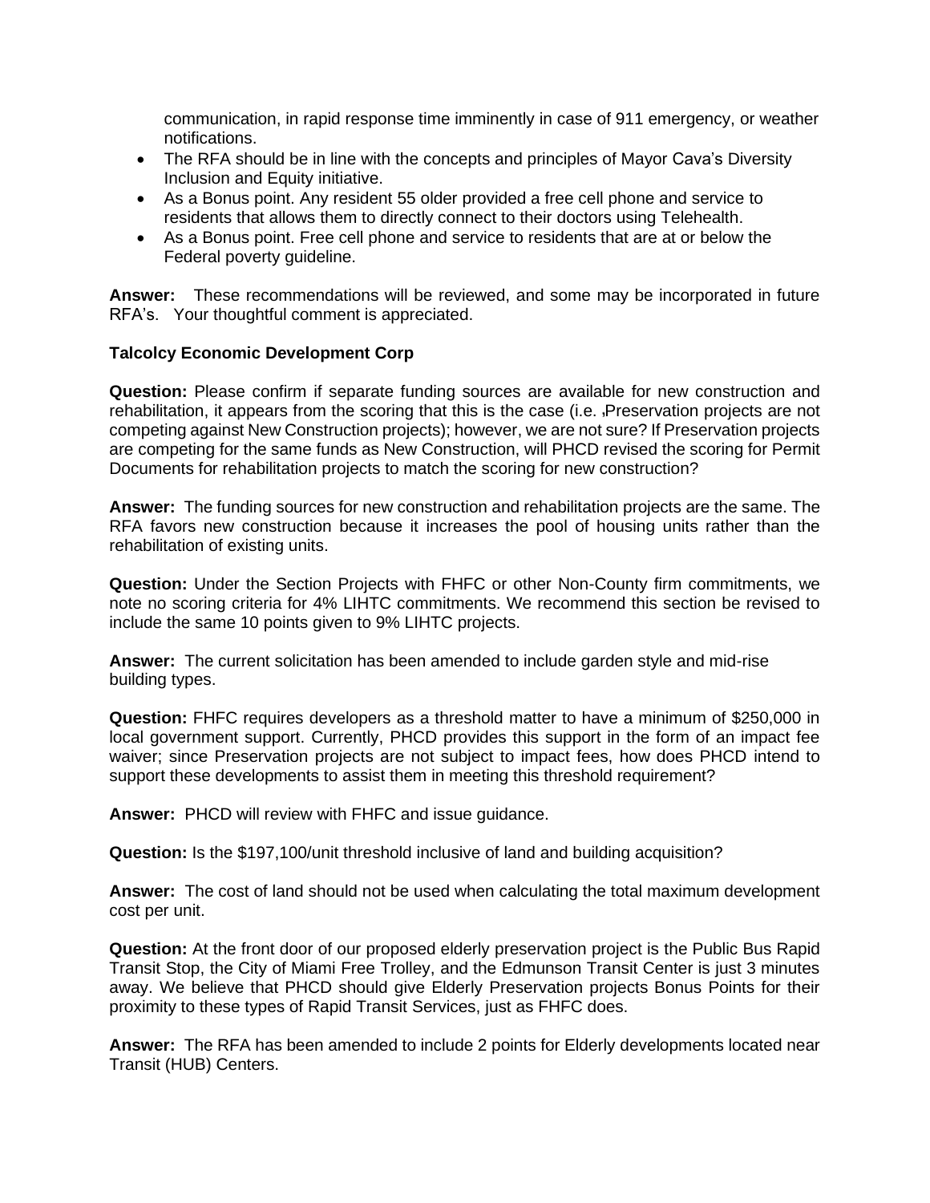communication, in rapid response time imminently in case of 911 emergency, or weather notifications.

- The RFA should be in line with the concepts and principles of Mayor Cava's Diversity Inclusion and Equity initiative.
- As a Bonus point. Any resident 55 older provided a free cell phone and service to residents that allows them to directly connect to their doctors using Telehealth.
- As a Bonus point. Free cell phone and service to residents that are at or below the Federal poverty guideline.

**Answer:** These recommendations will be reviewed, and some may be incorporated in future RFA's. Your thoughtful comment is appreciated.

**Talcolcy Economic Development Corp**

**Question:** Please confirm if separate funding sources are available for new construction and rehabilitation, it appears from the scoring that this is the case (i.e. ,Preservation projects are not competing against New Construction projects); however, we are not sure? If Preservation projects are competing for the same funds as New Construction, will PHCD revised the scoring for Permit Documents for rehabilitation projects to match the scoring for new construction?

**Answer:** The funding sources for new construction and rehabilitation projects are the same. The RFA favors new construction because it increases the pool of housing units rather than the rehabilitation of existing units.

**Question:** Under the Section Projects with FHFC or other Non-County firm commitments, we note no scoring criteria for 4% LIHTC commitments. We recommend this section be revised to include the same 10 points given to 9% LIHTC projects.

**Answer:** The current solicitation has been amended to include garden style and mid-rise building types.

**Question:** FHFC requires developers as a threshold matter to have a minimum of $250,000 in local government support. Currently, PHCD provides this support in the form of an impact fee waiver; since Preservation projects are not subject to impact fees, how does PHCD intend to support these developments to assist them in meeting this threshold requirement?

**Answer:** PHCD will review with FHFC and issue guidance.

**Question:** Is the $197,100/unit threshold inclusive of land and building acquisition?

**Answer:** The cost of land should not be used when calculating the total maximum development cost per unit.

**Question:** At the front door of our proposed elderly preservation project is the Public Bus Rapid Transit Stop, the City of Miami Free Trolley, and the Edmunson Transit Center is just 3 minutes away. We believe that PHCD should give Elderly Preservation projects Bonus Points for their proximity to these types of Rapid Transit Services, just as FHFC does.

**Answer:** The RFA has been amended to include 2 points for Elderly developments located near Transit (HUB) Centers.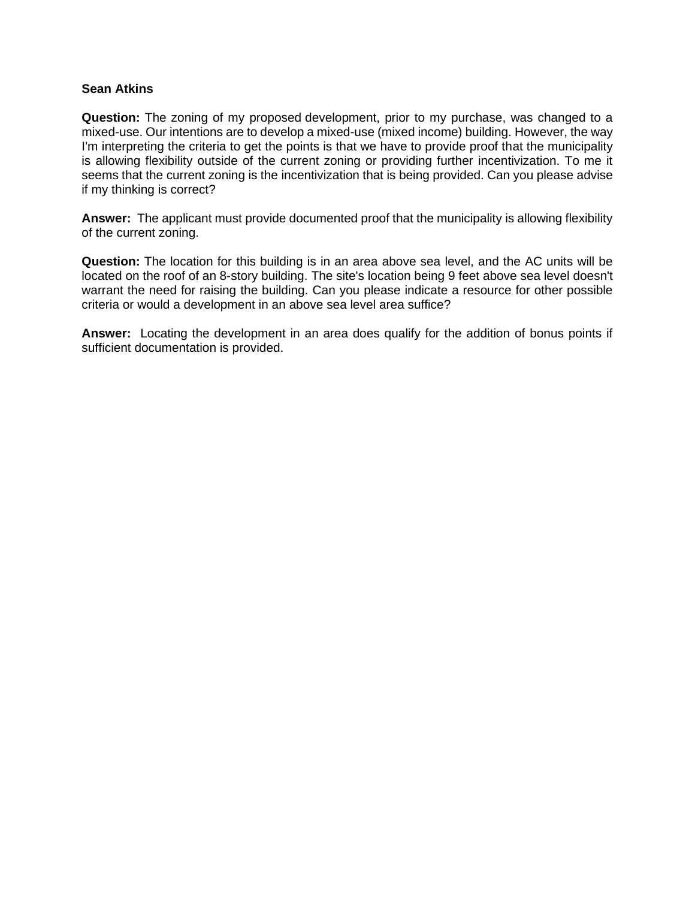**Sean Atkins**

**Question:** The zoning of my proposed development, prior to my purchase, was changed to a mixed-use. Our intentions are to develop a mixed-use (mixed income) building. However, the way I'm interpreting the criteria to get the points is that we have to provide proof that the municipality is allowing flexibility outside of the current zoning or providing further incentivization. To me it seems that the current zoning is the incentivization that is being provided. Can you please advise if my thinking is correct?

**Answer:** The applicant must provide documented proof that the municipality is allowing flexibility of the current zoning.

**Question:** The location for this building is in an area above sea level, and the AC units will be located on the roof of an 8-story building. The site's location being 9 feet above sea level doesn't warrant the need for raising the building. Can you please indicate a resource for other possible criteria or would a development in an above sea level area suffice?

**Answer:** Locating the development in an area does qualify for the addition of bonus points if sufficient documentation is provided.